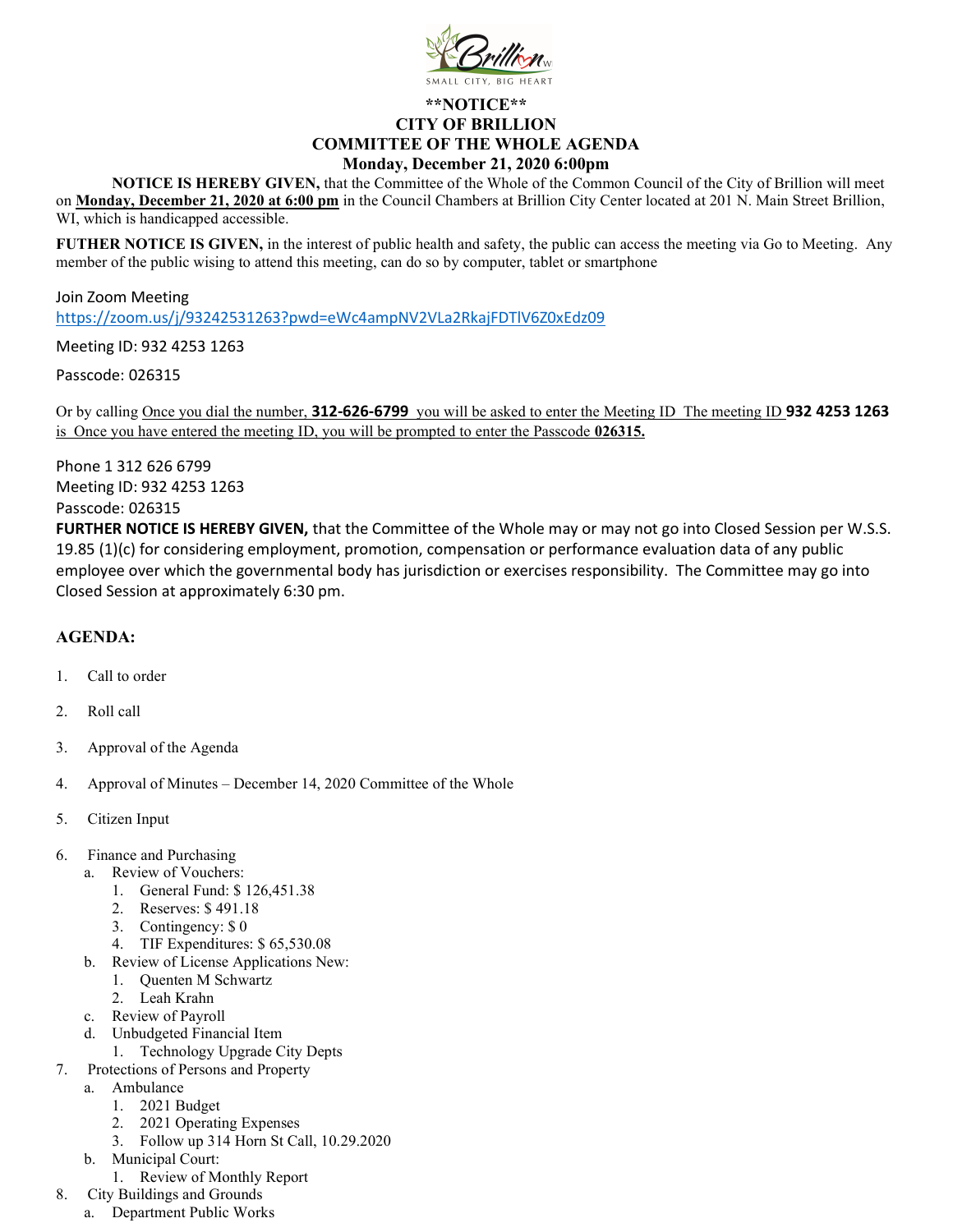**\*\*NOTICE\*\***
**CITY OF BRILLION**
**COMMITTEE OF THE WHOLE AGENDA**
**Monday, December 21, 2020 6:00pm**

**NOTICE IS HEREBY GIVEN,** that the Committee of the Whole of the Common Council of the City of Brillion will meet on **Monday, December 21, 2020 at 6:00 pm** in the Council Chambers at Brillion City Center located at 201 N. Main Street Brillion, WI, which is handicapped accessible.

**FUTHER NOTICE IS GIVEN,** in the interest of public health and safety, the public can access the meeting via Go to Meeting. Any member of the public wising to attend this meeting, can do so by computer, tablet or smartphone

Join Zoom Meeting
https://zoom.us/j/93242531263?pwd=eWc4ampNV2VLa2RkajFDTlV6Z0xEdz09

Meeting ID: 932 4253 1263

Passcode: 026315

Or by calling Once you dial the number, **312-626-6799** you will be asked to enter the Meeting ID The meeting ID **932 4253 1263** is Once you have entered the meeting ID, you will be prompted to enter the Passcode **026315.**

Phone 1 312 626 6799
Meeting ID: 932 4253 1263
Passcode: 026315

**FURTHER NOTICE IS HEREBY GIVEN,** that the Committee of the Whole may or may not go into Closed Session per W.S.S. 19.85 (1)(c) for considering employment, promotion, compensation or performance evaluation data of any public employee over which the governmental body has jurisdiction or exercises responsibility. The Committee may go into Closed Session at approximately 6:30 pm.

**AGENDA:**

1. Call to order
2. Roll call
3. Approval of the Agenda
4. Approval of Minutes – December 14, 2020 Committee of the Whole
5. Citizen Input
6. Finance and Purchasing
   a. Review of Vouchers:
      1. General Fund: $ 126,451.38
      2. Reserves: $ 491.18
      3. Contingency: $ 0
      4. TIF Expenditures: $ 65,530.08
   b. Review of License Applications New:
      1. Quenten M Schwartz
      2. Leah Krahn
   c. Review of Payroll
   d. Unbudgeted Financial Item
      1. Technology Upgrade City Depts
7. Protections of Persons and Property
   a. Ambulance
      1. 2021 Budget
      2. 2021 Operating Expenses
      3. Follow up 314 Horn St Call, 10.29.2020
   b. Municipal Court:
      1. Review of Monthly Report
8. City Buildings and Grounds
   a. Department Public Works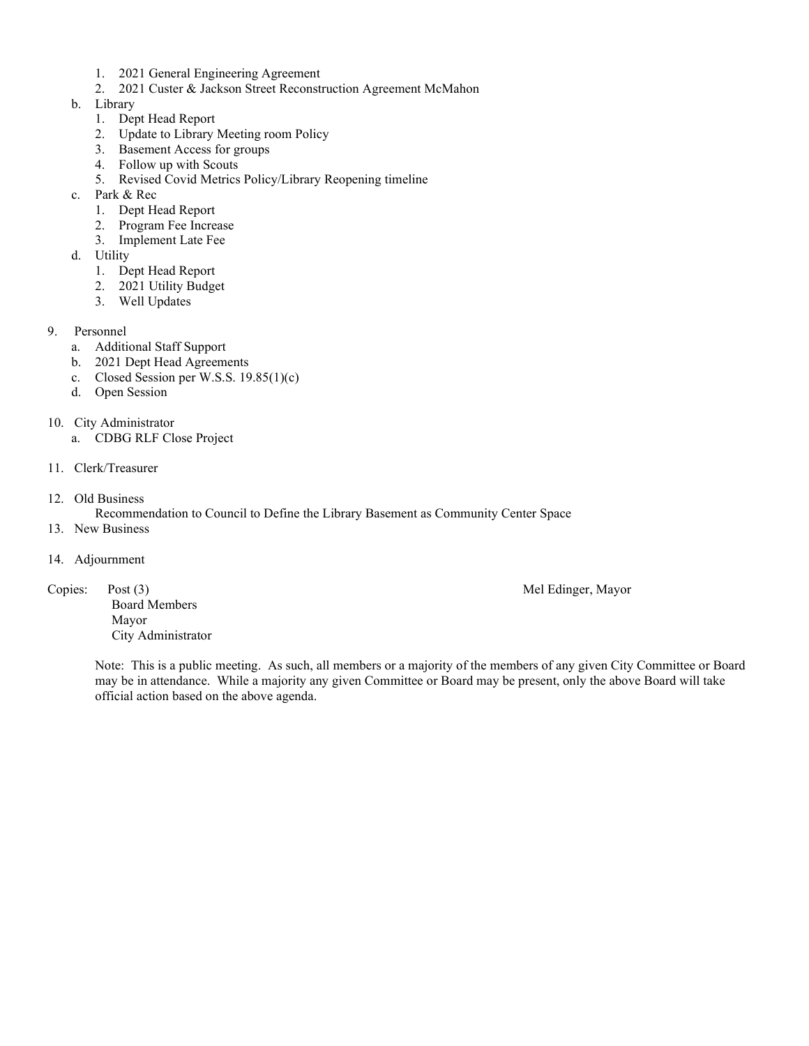1. 2021 General Engineering Agreement
2. 2021 Custer & Jackson Street Reconstruction Agreement McMahon

b. Library
   1. Dept Head Report
   2. Update to Library Meeting room Policy
   3. Basement Access for groups
   4. Follow up with Scouts
   5. Revised Covid Metrics Policy/Library Reopening timeline

c. Park & Rec
   1. Dept Head Report
   2. Program Fee Increase
   3. Implement Late Fee

d. Utility
   1. Dept Head Report
   2. 2021 Utility Budget
   3. Well Updates

9. Personnel
   a. Additional Staff Support
   b. 2021 Dept Head Agreements
   c. Closed Session per W.S.S. 19.85(1)(c)
   d. Open Session

10. City Administrator
    a. CDBG RLF Close Project

11. Clerk/Treasurer

12. Old Business
    Recommendation to Council to Define the Library Basement as Community Center Space

13. New Business

14. Adjournment

Copies: Post (3)
Board Members
Mayor
City Administrator

Mel Edinger, Mayor

Note: This is a public meeting. As such, all members or a majority of the members of any given City Committee or Board may be in attendance. While a majority any given Committee or Board may be present, only the above Board will take official action based on the above agenda.